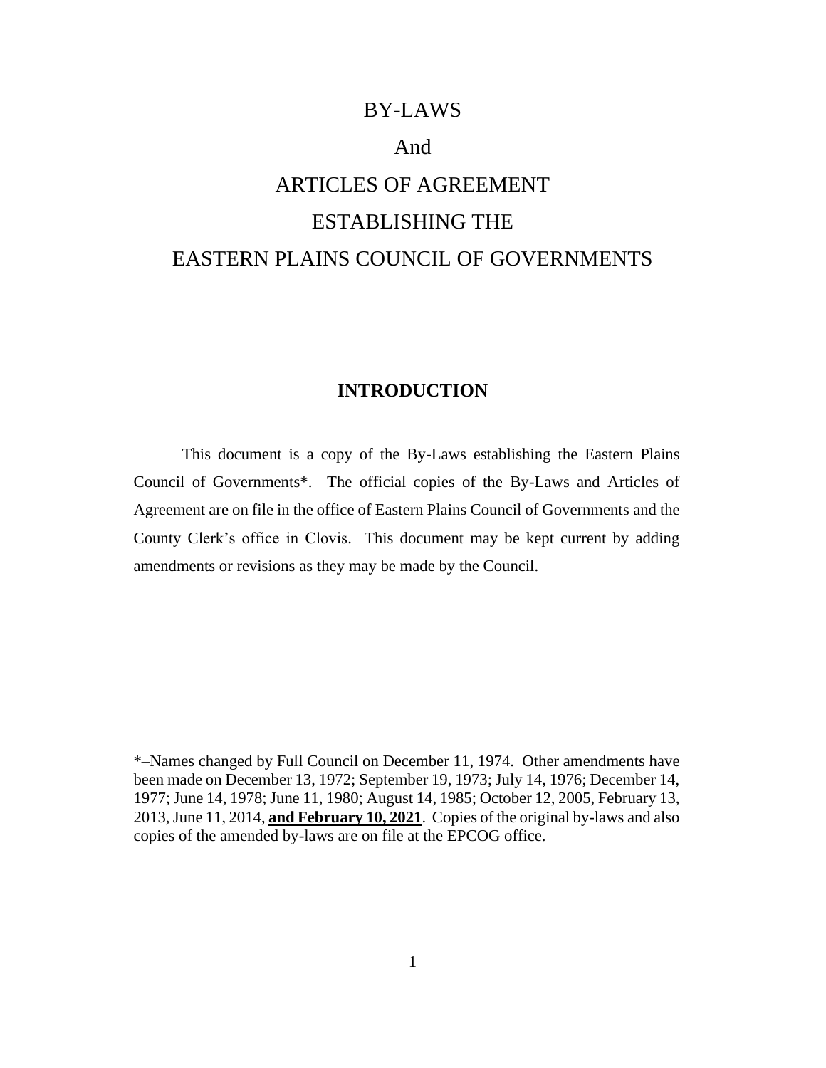# BY-LAWS

# And

# ARTICLES OF AGREEMENT

# ESTABLISHING THE

# EASTERN PLAINS COUNCIL OF GOVERNMENTS

## INTRODUCTION

This document is a copy of the By-Laws establishing the Eastern Plains Council of Governments*. The official copies of the By-Laws and Articles of Agreement are on file in the office of Eastern Plains Council of Governments and the County Clerk's office in Clovis. This document may be kept current by adding amendments or revisions as they may be made by the Council.

*–Names changed by Full Council on December 11, 1974. Other amendments have been made on December 13, 1972; September 19, 1973; July 14, 1976; December 14, 1977; June 14, 1978; June 11, 1980; August 14, 1985; October 12, 2005, February 13, 2013, June 11, 2014, **and February 10, 2021**. Copies of the original by-laws and also copies of the amended by-laws are on file at the EPCOG office.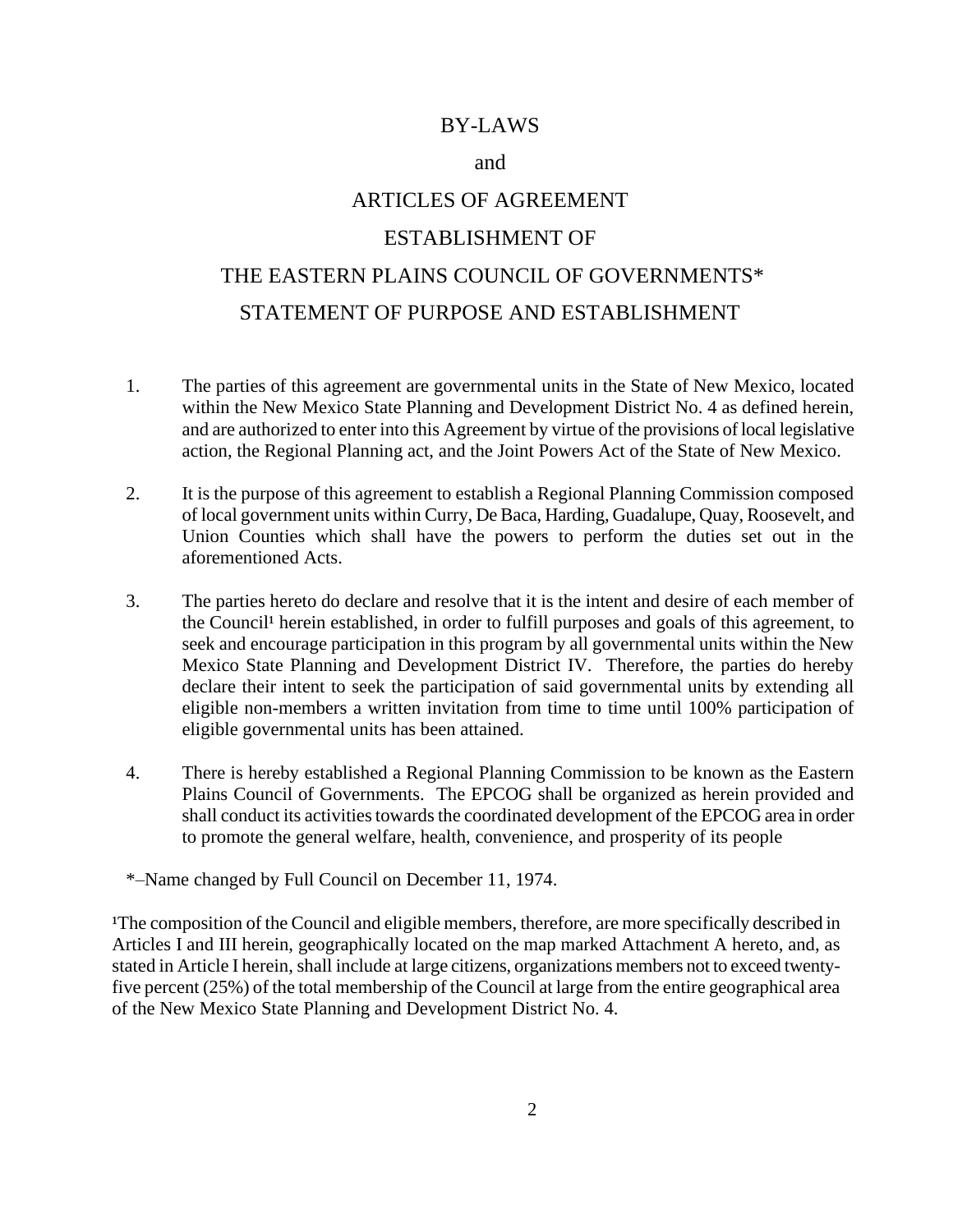# BY-LAWS

# and

# ARTICLES OF AGREEMENT

# ESTABLISHMENT OF

# THE EASTERN PLAINS COUNCIL OF GOVERNMENTS*

## STATEMENT OF PURPOSE AND ESTABLISHMENT

1. The parties of this agreement are governmental units in the State of New Mexico, located within the New Mexico State Planning and Development District No. 4 as defined herein, and are authorized to enter into this Agreement by virtue of the provisions of local legislative action, the Regional Planning act, and the Joint Powers Act of the State of New Mexico.

2. It is the purpose of this agreement to establish a Regional Planning Commission composed of local government units within Curry, De Baca, Harding, Guadalupe, Quay, Roosevelt, and Union Counties which shall have the powers to perform the duties set out in the aforementioned Acts.

3. The parties hereto do declare and resolve that it is the intent and desire of each member of the Council[1] herein established, in order to fulfill purposes and goals of this agreement, to seek and encourage participation in this program by all governmental units within the New Mexico State Planning and Development District IV. Therefore, the parties do hereby declare their intent to seek the participation of said governmental units by extending all eligible non-members a written invitation from time to time until 100% participation of eligible governmental units has been attained.

4. There is hereby established a Regional Planning Commission to be known as the Eastern Plains Council of Governments. The EPCOG shall be organized as herein provided and shall conduct its activities towards the coordinated development of the EPCOG area in order to promote the general welfare, health, convenience, and prosperity of its people

*–Name changed by Full Council on December 11, 1974.

[1]The composition of the Council and eligible members, therefore, are more specifically described in Articles I and III herein, geographically located on the map marked Attachment A hereto, and, as stated in Article I herein, shall include at large citizens, organizations members not to exceed twenty-five percent (25%) of the total membership of the Council at large from the entire geographical area of the New Mexico State Planning and Development District No. 4.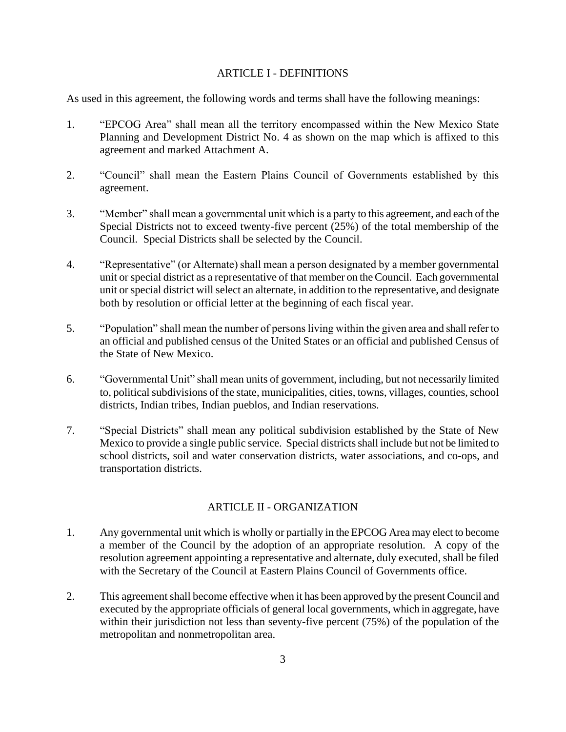## ARTICLE I - DEFINITIONS

As used in this agreement, the following words and terms shall have the following meanings:

1. "EPCOG Area" shall mean all the territory encompassed within the New Mexico State Planning and Development District No. 4 as shown on the map which is affixed to this agreement and marked Attachment A.

2. "Council" shall mean the Eastern Plains Council of Governments established by this agreement.

3. "Member" shall mean a governmental unit which is a party to this agreement, and each of the Special Districts not to exceed twenty-five percent (25%) of the total membership of the Council. Special Districts shall be selected by the Council.

4. "Representative" (or Alternate) shall mean a person designated by a member governmental unit or special district as a representative of that member on the Council. Each governmental unit or special district will select an alternate, in addition to the representative, and designate both by resolution or official letter at the beginning of each fiscal year.

5. "Population" shall mean the number of persons living within the given area and shall refer to an official and published census of the United States or an official and published Census of the State of New Mexico.

6. "Governmental Unit" shall mean units of government, including, but not necessarily limited to, political subdivisions of the state, municipalities, cities, towns, villages, counties, school districts, Indian tribes, Indian pueblos, and Indian reservations.

7. "Special Districts" shall mean any political subdivision established by the State of New Mexico to provide a single public service. Special districts shall include but not be limited to school districts, soil and water conservation districts, water associations, and co-ops, and transportation districts.

## ARTICLE II - ORGANIZATION

1. Any governmental unit which is wholly or partially in the EPCOG Area may elect to become a member of the Council by the adoption of an appropriate resolution. A copy of the resolution agreement appointing a representative and alternate, duly executed, shall be filed with the Secretary of the Council at Eastern Plains Council of Governments office.

2. This agreement shall become effective when it has been approved by the present Council and executed by the appropriate officials of general local governments, which in aggregate, have within their jurisdiction not less than seventy-five percent (75%) of the population of the metropolitan and nonmetropolitan area.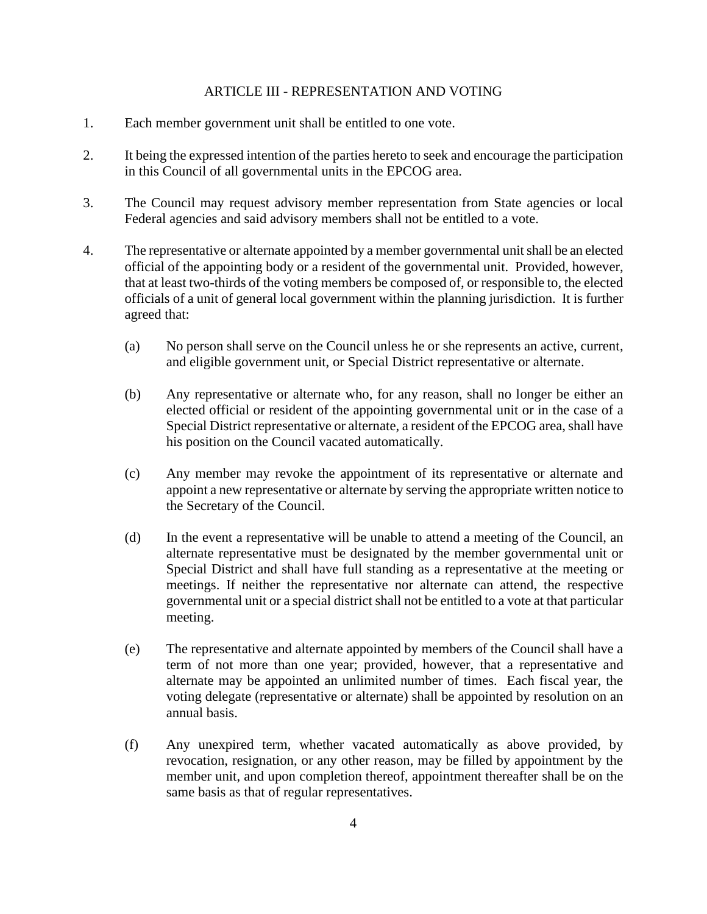## ARTICLE III - REPRESENTATION AND VOTING

1. Each member government unit shall be entitled to one vote.

2. It being the expressed intention of the parties hereto to seek and encourage the participation in this Council of all governmental units in the EPCOG area.

3. The Council may request advisory member representation from State agencies or local Federal agencies and said advisory members shall not be entitled to a vote.

4. The representative or alternate appointed by a member governmental unit shall be an elected official of the appointing body or a resident of the governmental unit. Provided, however, that at least two-thirds of the voting members be composed of, or responsible to, the elected officials of a unit of general local government within the planning jurisdiction. It is further agreed that:

   (a) No person shall serve on the Council unless he or she represents an active, current, and eligible government unit, or Special District representative or alternate.

   (b) Any representative or alternate who, for any reason, shall no longer be either an elected official or resident of the appointing governmental unit or in the case of a Special District representative or alternate, a resident of the EPCOG area, shall have his position on the Council vacated automatically.

   (c) Any member may revoke the appointment of its representative or alternate and appoint a new representative or alternate by serving the appropriate written notice to the Secretary of the Council.

   (d) In the event a representative will be unable to attend a meeting of the Council, an alternate representative must be designated by the member governmental unit or Special District and shall have full standing as a representative at the meeting or meetings. If neither the representative nor alternate can attend, the respective governmental unit or a special district shall not be entitled to a vote at that particular meeting.

   (e) The representative and alternate appointed by members of the Council shall have a term of not more than one year; provided, however, that a representative and alternate may be appointed an unlimited number of times. Each fiscal year, the voting delegate (representative or alternate) shall be appointed by resolution on an annual basis.

   (f) Any unexpired term, whether vacated automatically as above provided, by revocation, resignation, or any other reason, may be filled by appointment by the member unit, and upon completion thereof, appointment thereafter shall be on the same basis as that of regular representatives.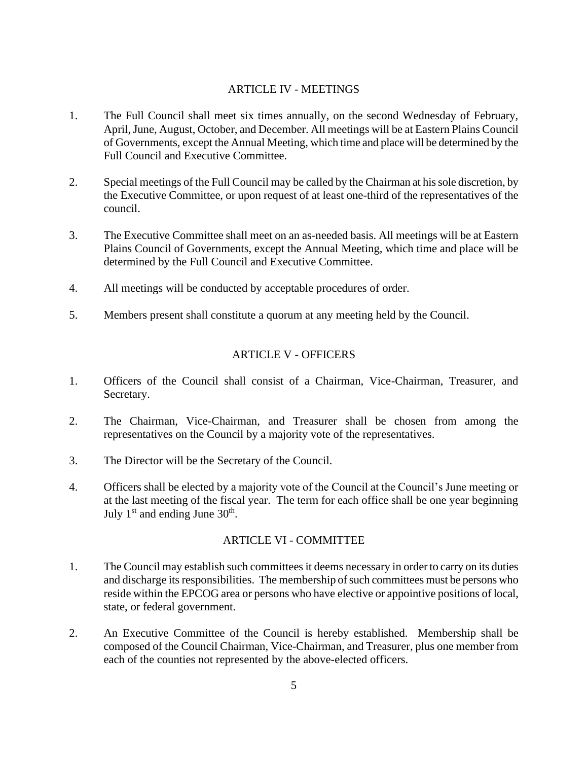## ARTICLE IV - MEETINGS

1. The Full Council shall meet six times annually, on the second Wednesday of February, April, June, August, October, and December. All meetings will be at Eastern Plains Council of Governments, except the Annual Meeting, which time and place will be determined by the Full Council and Executive Committee.

2. Special meetings of the Full Council may be called by the Chairman at his sole discretion, by the Executive Committee, or upon request of at least one-third of the representatives of the council.

3. The Executive Committee shall meet on an as-needed basis. All meetings will be at Eastern Plains Council of Governments, except the Annual Meeting, which time and place will be determined by the Full Council and Executive Committee.

4. All meetings will be conducted by acceptable procedures of order.

5. Members present shall constitute a quorum at any meeting held by the Council.

## ARTICLE V - OFFICERS

1. Officers of the Council shall consist of a Chairman, Vice-Chairman, Treasurer, and Secretary.

2. The Chairman, Vice-Chairman, and Treasurer shall be chosen from among the representatives on the Council by a majority vote of the representatives.

3. The Director will be the Secretary of the Council.

4. Officers shall be elected by a majority vote of the Council at the Council's June meeting or at the last meeting of the fiscal year. The term for each office shall be one year beginning July 1st and ending June 30th.

## ARTICLE VI - COMMITTEE

1. The Council may establish such committees it deems necessary in order to carry on its duties and discharge its responsibilities. The membership of such committees must be persons who reside within the EPCOG area or persons who have elective or appointive positions of local, state, or federal government.

2. An Executive Committee of the Council is hereby established. Membership shall be composed of the Council Chairman, Vice-Chairman, and Treasurer, plus one member from each of the counties not represented by the above-elected officers.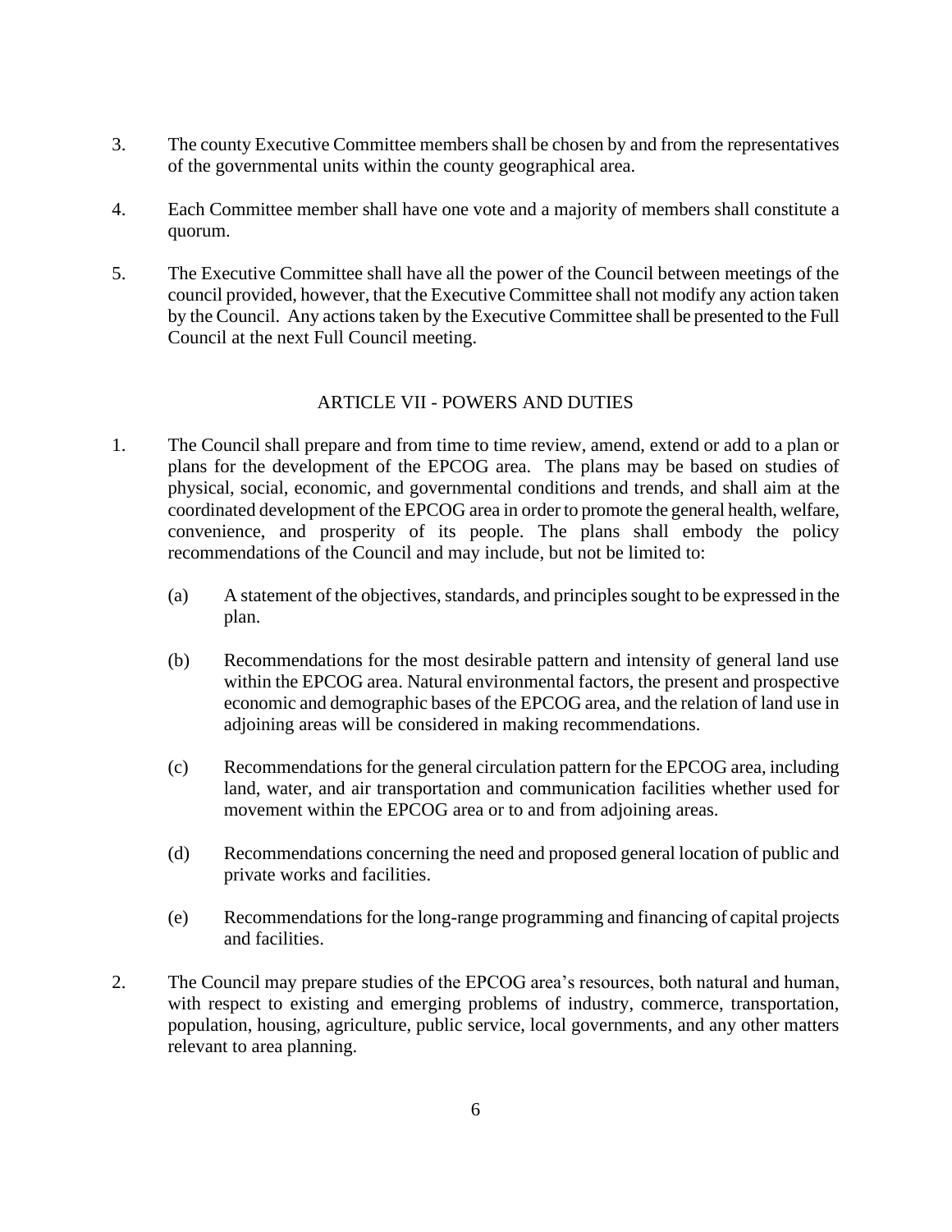3. The county Executive Committee members shall be chosen by and from the representatives of the governmental units within the county geographical area.

4. Each Committee member shall have one vote and a majority of members shall constitute a quorum.

5. The Executive Committee shall have all the power of the Council between meetings of the council provided, however, that the Executive Committee shall not modify any action taken by the Council. Any actions taken by the Executive Committee shall be presented to the Full Council at the next Full Council meeting.

## ARTICLE VII - POWERS AND DUTIES

1. The Council shall prepare and from time to time review, amend, extend or add to a plan or plans for the development of the EPCOG area. The plans may be based on studies of physical, social, economic, and governmental conditions and trends, and shall aim at the coordinated development of the EPCOG area in order to promote the general health, welfare, convenience, and prosperity of its people. The plans shall embody the policy recommendations of the Council and may include, but not be limited to:

   (a) A statement of the objectives, standards, and principles sought to be expressed in the plan.

   (b) Recommendations for the most desirable pattern and intensity of general land use within the EPCOG area. Natural environmental factors, the present and prospective economic and demographic bases of the EPCOG area, and the relation of land use in adjoining areas will be considered in making recommendations.

   (c) Recommendations for the general circulation pattern for the EPCOG area, including land, water, and air transportation and communication facilities whether used for movement within the EPCOG area or to and from adjoining areas.

   (d) Recommendations concerning the need and proposed general location of public and private works and facilities.

   (e) Recommendations for the long-range programming and financing of capital projects and facilities.

2. The Council may prepare studies of the EPCOG area's resources, both natural and human, with respect to existing and emerging problems of industry, commerce, transportation, population, housing, agriculture, public service, local governments, and any other matters relevant to area planning.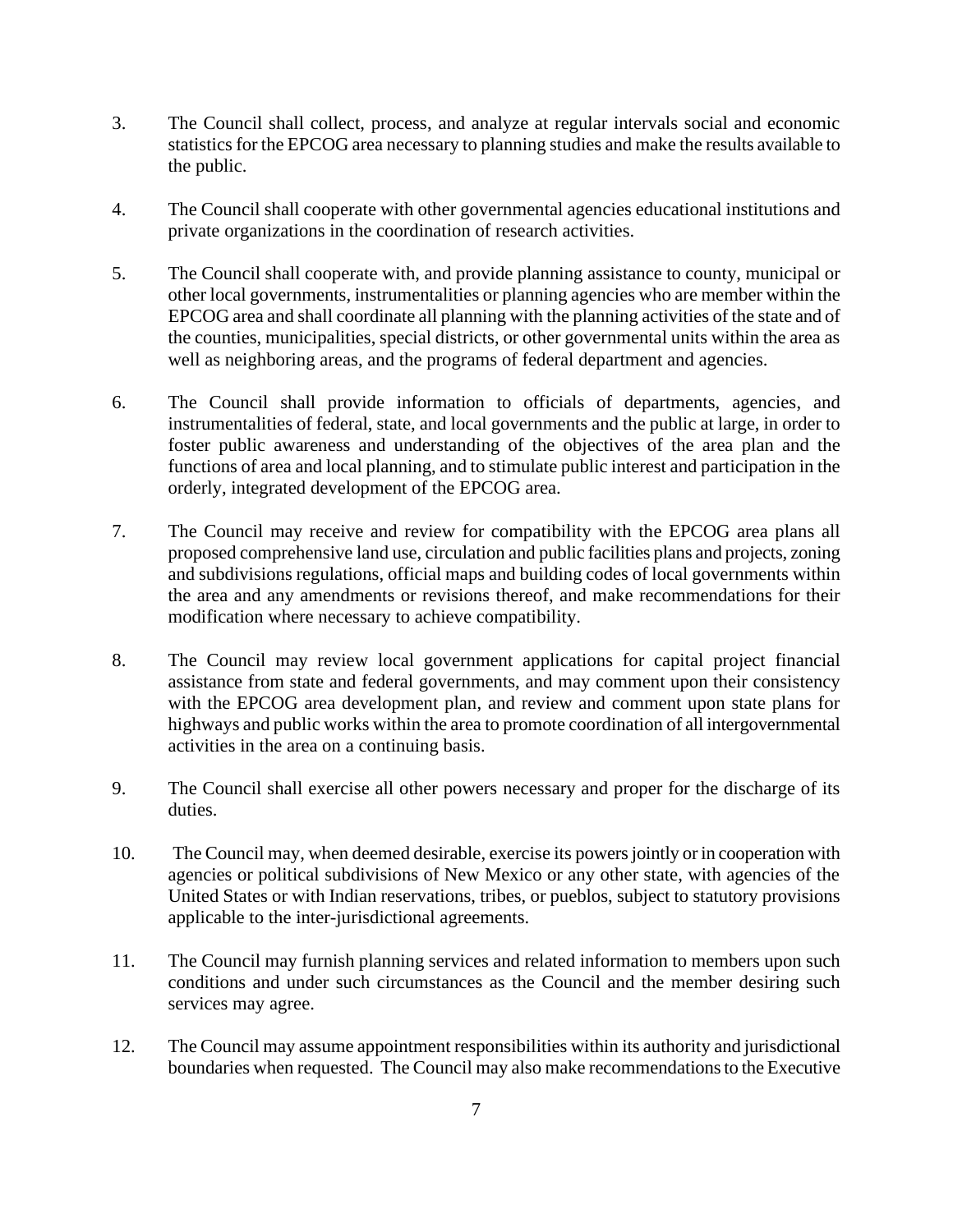3. The Council shall collect, process, and analyze at regular intervals social and economic statistics for the EPCOG area necessary to planning studies and make the results available to the public.

4. The Council shall cooperate with other governmental agencies educational institutions and private organizations in the coordination of research activities.

5. The Council shall cooperate with, and provide planning assistance to county, municipal or other local governments, instrumentalities or planning agencies who are member within the EPCOG area and shall coordinate all planning with the planning activities of the state and of the counties, municipalities, special districts, or other governmental units within the area as well as neighboring areas, and the programs of federal department and agencies.

6. The Council shall provide information to officials of departments, agencies, and instrumentalities of federal, state, and local governments and the public at large, in order to foster public awareness and understanding of the objectives of the area plan and the functions of area and local planning, and to stimulate public interest and participation in the orderly, integrated development of the EPCOG area.

7. The Council may receive and review for compatibility with the EPCOG area plans all proposed comprehensive land use, circulation and public facilities plans and projects, zoning and subdivisions regulations, official maps and building codes of local governments within the area and any amendments or revisions thereof, and make recommendations for their modification where necessary to achieve compatibility.

8. The Council may review local government applications for capital project financial assistance from state and federal governments, and may comment upon their consistency with the EPCOG area development plan, and review and comment upon state plans for highways and public works within the area to promote coordination of all intergovernmental activities in the area on a continuing basis.

9. The Council shall exercise all other powers necessary and proper for the discharge of its duties.

10. The Council may, when deemed desirable, exercise its powers jointly or in cooperation with agencies or political subdivisions of New Mexico or any other state, with agencies of the United States or with Indian reservations, tribes, or pueblos, subject to statutory provisions applicable to the inter-jurisdictional agreements.

11. The Council may furnish planning services and related information to members upon such conditions and under such circumstances as the Council and the member desiring such services may agree.

12. The Council may assume appointment responsibilities within its authority and jurisdictional boundaries when requested. The Council may also make recommendations to the Executive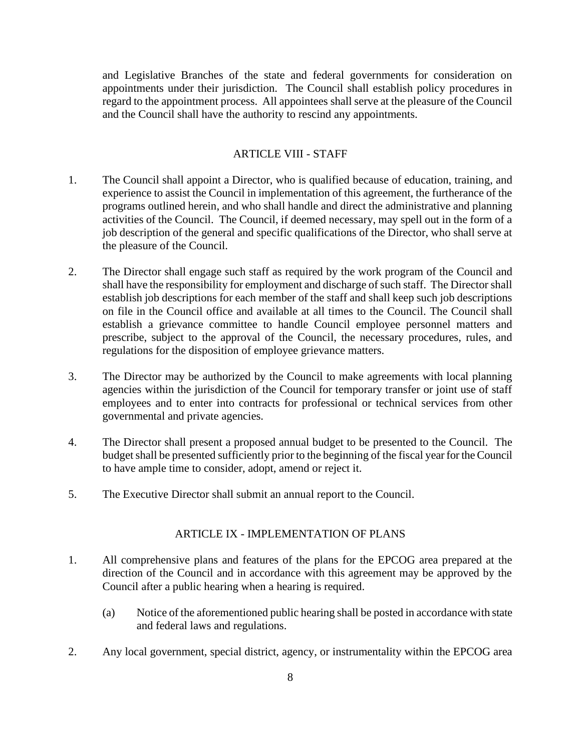and Legislative Branches of the state and federal governments for consideration on appointments under their jurisdiction. The Council shall establish policy procedures in regard to the appointment process. All appointees shall serve at the pleasure of the Council and the Council shall have the authority to rescind any appointments.

## ARTICLE VIII - STAFF

1. The Council shall appoint a Director, who is qualified because of education, training, and experience to assist the Council in implementation of this agreement, the furtherance of the programs outlined herein, and who shall handle and direct the administrative and planning activities of the Council. The Council, if deemed necessary, may spell out in the form of a job description of the general and specific qualifications of the Director, who shall serve at the pleasure of the Council.

2. The Director shall engage such staff as required by the work program of the Council and shall have the responsibility for employment and discharge of such staff. The Director shall establish job descriptions for each member of the staff and shall keep such job descriptions on file in the Council office and available at all times to the Council. The Council shall establish a grievance committee to handle Council employee personnel matters and prescribe, subject to the approval of the Council, the necessary procedures, rules, and regulations for the disposition of employee grievance matters.

3. The Director may be authorized by the Council to make agreements with local planning agencies within the jurisdiction of the Council for temporary transfer or joint use of staff employees and to enter into contracts for professional or technical services from other governmental and private agencies.

4. The Director shall present a proposed annual budget to be presented to the Council. The budget shall be presented sufficiently prior to the beginning of the fiscal year for the Council to have ample time to consider, adopt, amend or reject it.

5. The Executive Director shall submit an annual report to the Council.

## ARTICLE IX - IMPLEMENTATION OF PLANS

1. All comprehensive plans and features of the plans for the EPCOG area prepared at the direction of the Council and in accordance with this agreement may be approved by the Council after a public hearing when a hearing is required.

   (a) Notice of the aforementioned public hearing shall be posted in accordance with state and federal laws and regulations.

2. Any local government, special district, agency, or instrumentality within the EPCOG area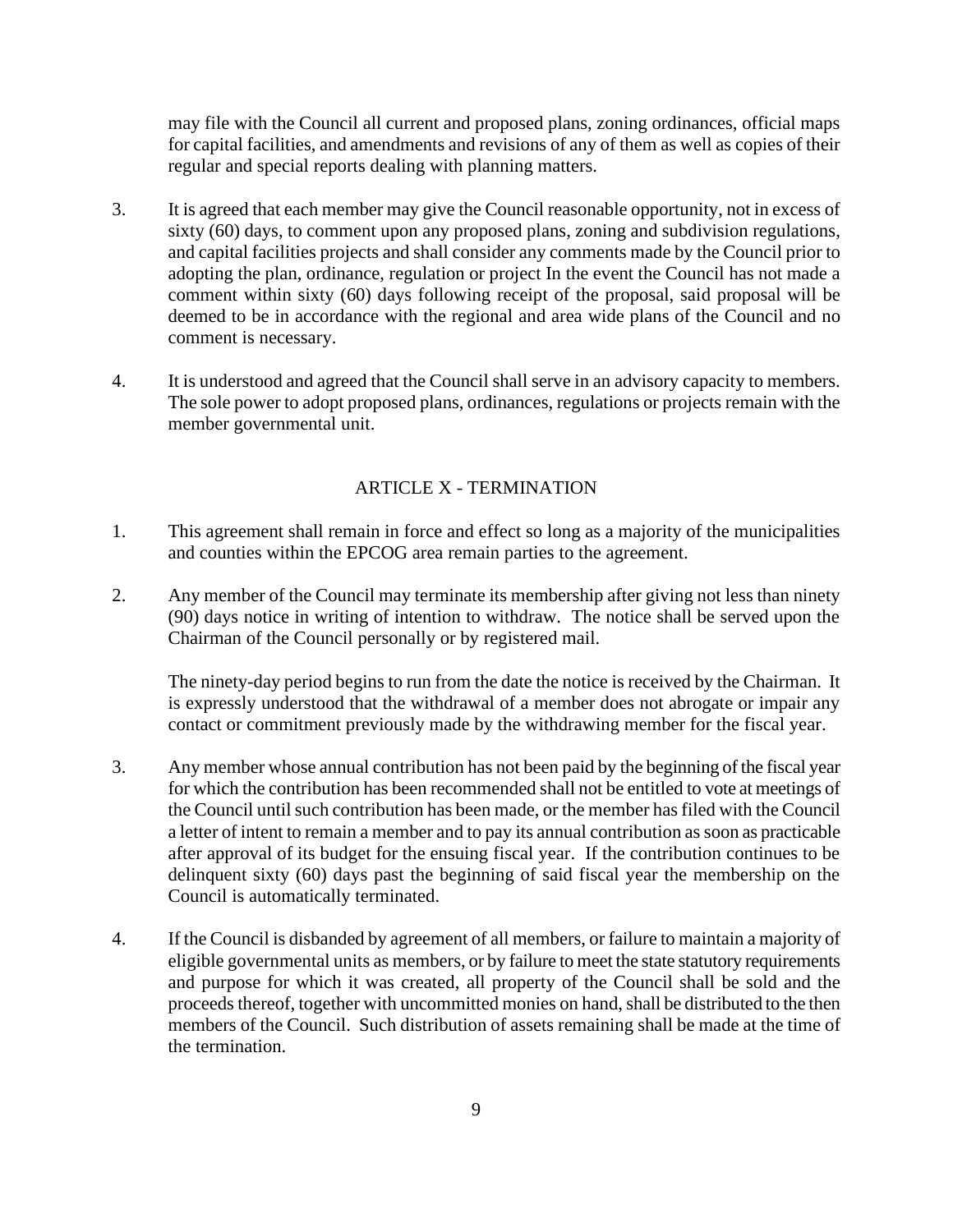may file with the Council all current and proposed plans, zoning ordinances, official maps for capital facilities, and amendments and revisions of any of them as well as copies of their regular and special reports dealing with planning matters.

3. It is agreed that each member may give the Council reasonable opportunity, not in excess of sixty (60) days, to comment upon any proposed plans, zoning and subdivision regulations, and capital facilities projects and shall consider any comments made by the Council prior to adopting the plan, ordinance, regulation or project In the event the Council has not made a comment within sixty (60) days following receipt of the proposal, said proposal will be deemed to be in accordance with the regional and area wide plans of the Council and no comment is necessary.

4. It is understood and agreed that the Council shall serve in an advisory capacity to members. The sole power to adopt proposed plans, ordinances, regulations or projects remain with the member governmental unit.

## ARTICLE X - TERMINATION

1. This agreement shall remain in force and effect so long as a majority of the municipalities and counties within the EPCOG area remain parties to the agreement.

2. Any member of the Council may terminate its membership after giving not less than ninety (90) days notice in writing of intention to withdraw. The notice shall be served upon the Chairman of the Council personally or by registered mail.

   The ninety-day period begins to run from the date the notice is received by the Chairman. It is expressly understood that the withdrawal of a member does not abrogate or impair any contact or commitment previously made by the withdrawing member for the fiscal year.

3. Any member whose annual contribution has not been paid by the beginning of the fiscal year for which the contribution has been recommended shall not be entitled to vote at meetings of the Council until such contribution has been made, or the member has filed with the Council a letter of intent to remain a member and to pay its annual contribution as soon as practicable after approval of its budget for the ensuing fiscal year. If the contribution continues to be delinquent sixty (60) days past the beginning of said fiscal year the membership on the Council is automatically terminated.

4. If the Council is disbanded by agreement of all members, or failure to maintain a majority of eligible governmental units as members, or by failure to meet the state statutory requirements and purpose for which it was created, all property of the Council shall be sold and the proceeds thereof, together with uncommitted monies on hand, shall be distributed to the then members of the Council. Such distribution of assets remaining shall be made at the time of the termination.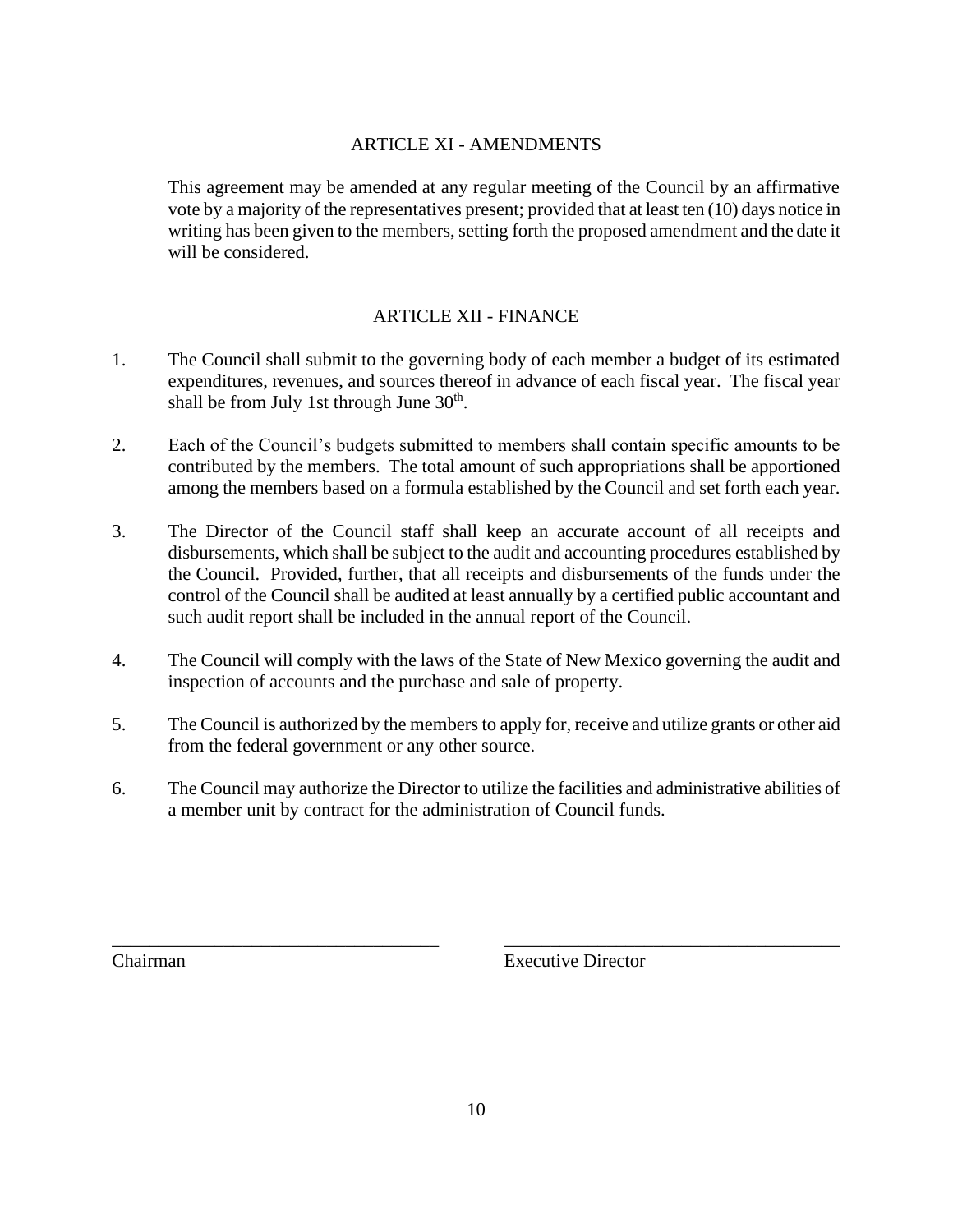## ARTICLE XI - AMENDMENTS

This agreement may be amended at any regular meeting of the Council by an affirmative vote by a majority of the representatives present; provided that at least ten (10) days notice in writing has been given to the members, setting forth the proposed amendment and the date it will be considered.

## ARTICLE XII - FINANCE

1. The Council shall submit to the governing body of each member a budget of its estimated expenditures, revenues, and sources thereof in advance of each fiscal year. The fiscal year shall be from July 1st through June 30th.

2. Each of the Council's budgets submitted to members shall contain specific amounts to be contributed by the members. The total amount of such appropriations shall be apportioned among the members based on a formula established by the Council and set forth each year.

3. The Director of the Council staff shall keep an accurate account of all receipts and disbursements, which shall be subject to the audit and accounting procedures established by the Council. Provided, further, that all receipts and disbursements of the funds under the control of the Council shall be audited at least annually by a certified public accountant and such audit report shall be included in the annual report of the Council.

4. The Council will comply with the laws of the State of New Mexico governing the audit and inspection of accounts and the purchase and sale of property.

5. The Council is authorized by the members to apply for, receive and utilize grants or other aid from the federal government or any other source.

6. The Council may authorize the Director to utilize the facilities and administrative abilities of a member unit by contract for the administration of Council funds.

\_\_\_\_\_\_\_\_\_\_\_\_\_\_\_\_\_\_\_\_\_\_\_\_\_\_\_\_\_\_\_\_\_\_\_ &nbsp;&nbsp;&nbsp;&nbsp; \_\_\_\_\_\_\_\_\_\_\_\_\_\_\_\_\_\_\_\_\_\_\_\_\_\_\_\_\_\_\_\_\_\_\_

Chairman &nbsp;&nbsp;&nbsp;&nbsp;&nbsp;&nbsp;&nbsp;&nbsp;&nbsp;&nbsp;&nbsp;&nbsp;&nbsp;&nbsp;&nbsp;&nbsp;&nbsp;&nbsp;&nbsp;&nbsp;&nbsp;&nbsp;&nbsp;&nbsp;&nbsp;&nbsp;&nbsp;&nbsp;&nbsp;&nbsp; Executive Director